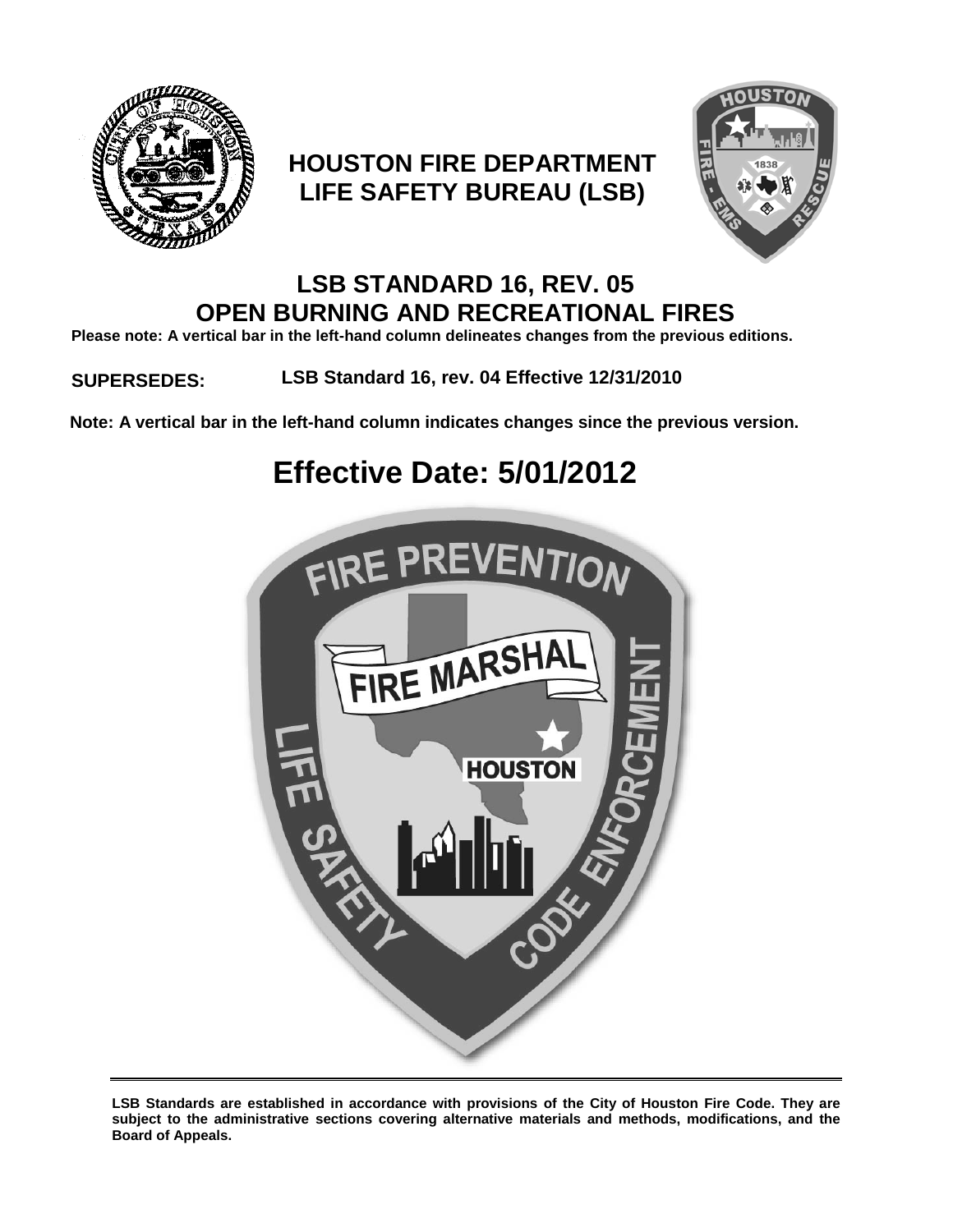# HOUSTON FIRE DEPARTMENT
# LIFE SAFETY BUREAU (LSB)

## LSB STANDARD 16, REV. 05
## OPEN BURNING AND RECREATIONAL FIRES

**Please note: A vertical bar in the left-hand column delineates changes from the previous editions.**

**SUPERSEDES:** **LSB Standard 16, rev. 04 Effective 12/31/2010**

**Note: A vertical bar in the left-hand column indicates changes since the previous version.**

# Effective Date: 5/01/2012

---

**LSB Standards are established in accordance with provisions of the City of Houston Fire Code. They are subject to the administrative sections covering alternative materials and methods, modifications, and the Board of Appeals.**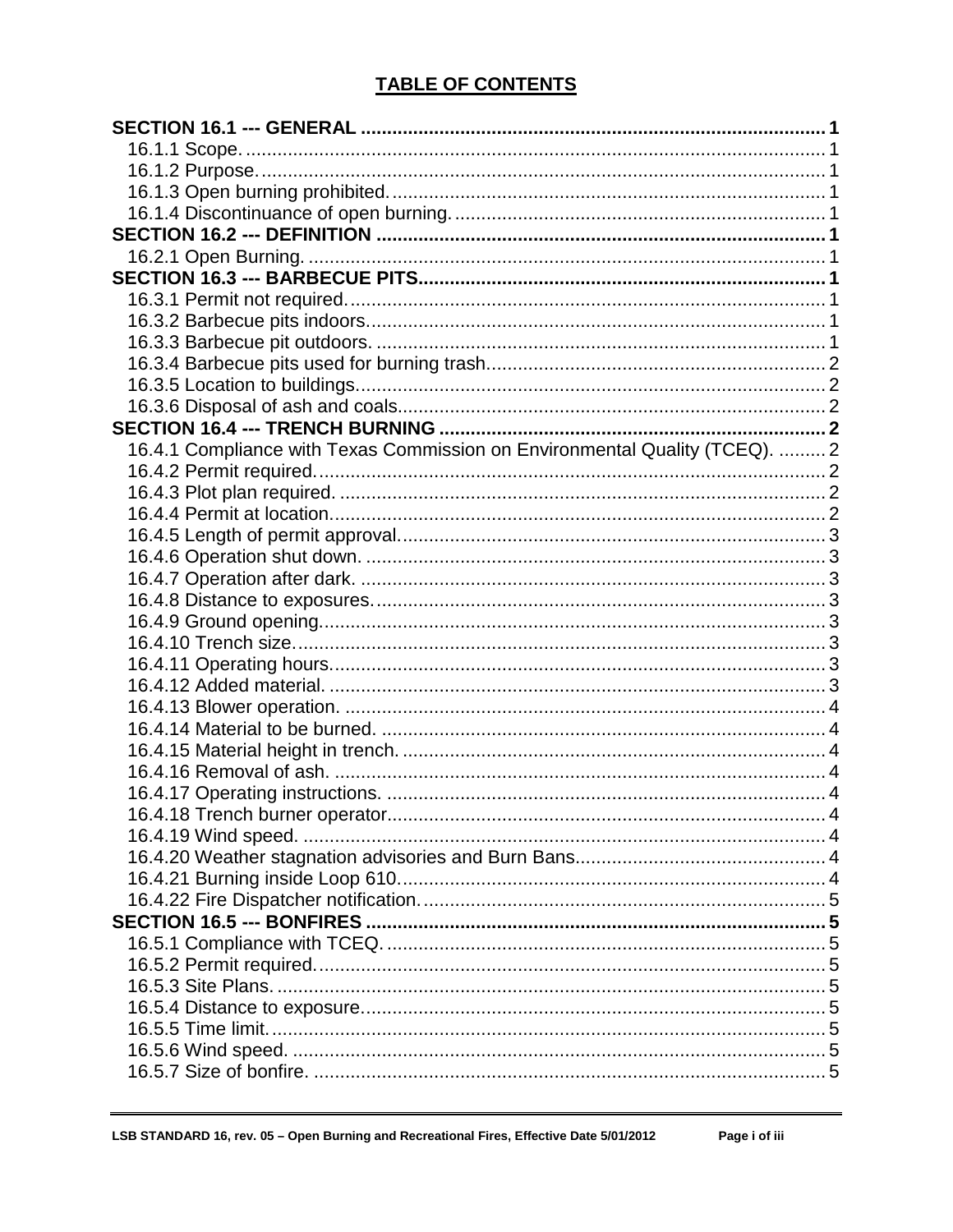# TABLE OF CONTENTS

**SECTION 16.1 --- GENERAL** ..... 1
- 16.1.1 Scope. ..... 1
- 16.1.2 Purpose. ..... 1
- 16.1.3 Open burning prohibited. ..... 1
- 16.1.4 Discontinuance of open burning. ..... 1

**SECTION 16.2 --- DEFINITION** ..... 1
- 16.2.1 Open Burning. ..... 1

**SECTION 16.3 --- BARBECUE PITS** ..... 1
- 16.3.1 Permit not required. ..... 1
- 16.3.2 Barbecue pits indoors. ..... 1
- 16.3.3 Barbecue pit outdoors. ..... 1
- 16.3.4 Barbecue pits used for burning trash. ..... 2
- 16.3.5 Location to buildings. ..... 2
- 16.3.6 Disposal of ash and coals. ..... 2

**SECTION 16.4 --- TRENCH BURNING** ..... 2
- 16.4.1 Compliance with Texas Commission on Environmental Quality (TCEQ). ..... 2
- 16.4.2 Permit required. ..... 2
- 16.4.3 Plot plan required. ..... 2
- 16.4.4 Permit at location. ..... 2
- 16.4.5 Length of permit approval. ..... 3
- 16.4.6 Operation shut down. ..... 3
- 16.4.7 Operation after dark. ..... 3
- 16.4.8 Distance to exposures. ..... 3
- 16.4.9 Ground opening. ..... 3
- 16.4.10 Trench size. ..... 3
- 16.4.11 Operating hours. ..... 3
- 16.4.12 Added material. ..... 3
- 16.4.13 Blower operation. ..... 4
- 16.4.14 Material to be burned. ..... 4
- 16.4.15 Material height in trench. ..... 4
- 16.4.16 Removal of ash. ..... 4
- 16.4.17 Operating instructions. ..... 4
- 16.4.18 Trench burner operator. ..... 4
- 16.4.19 Wind speed. ..... 4
- 16.4.20 Weather stagnation advisories and Burn Bans. ..... 4
- 16.4.21 Burning inside Loop 610. ..... 4
- 16.4.22 Fire Dispatcher notification. ..... 5

**SECTION 16.5 --- BONFIRES** ..... 5
- 16.5.1 Compliance with TCEQ. ..... 5
- 16.5.2 Permit required. ..... 5
- 16.5.3 Site Plans. ..... 5
- 16.5.4 Distance to exposure. ..... 5
- 16.5.5 Time limit. ..... 5
- 16.5.6 Wind speed. ..... 5
- 16.5.7 Size of bonfire. ..... 5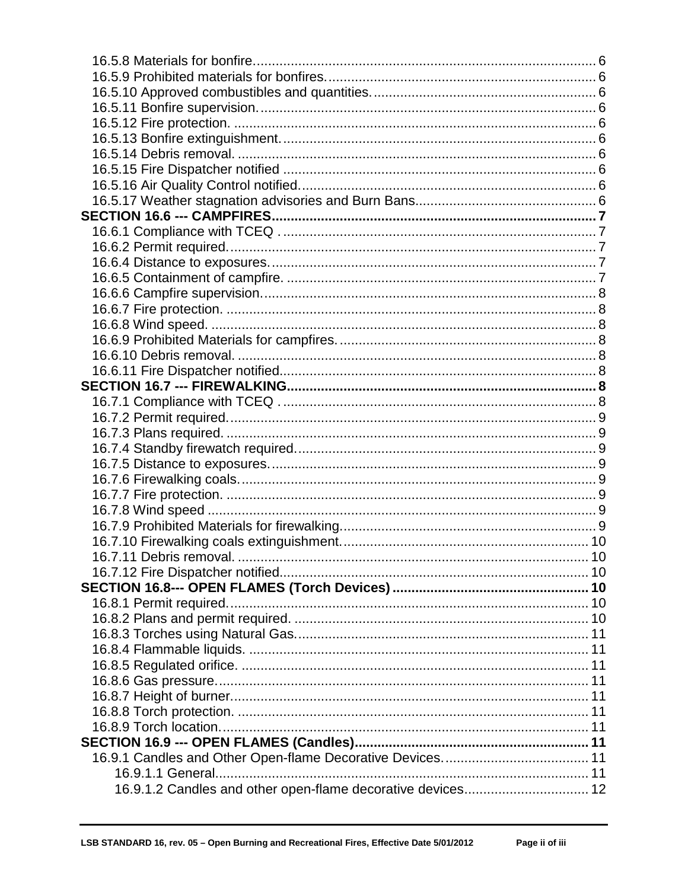16.5.8 Materials for bonfire........................................................................................ 6
16.5.9 Prohibited materials for bonfires........................................................................ 6
16.5.10 Approved combustibles and quantities............................................................ 6
16.5.11 Bonfire supervision......................................................................................... 6
16.5.12 Fire protection. ............................................................................................... 6
16.5.13 Bonfire extinguishment.................................................................................... 6
16.5.14 Debris removal. .............................................................................................. 6
16.5.15 Fire Dispatcher notified ................................................................................... 6
16.5.16 Air Quality Control notified.............................................................................. 6
16.5.17 Weather stagnation advisories and Burn Bans................................................ 6

**SECTION 16.6 --- CAMPFIRES..................................................................................... 7**

16.6.1 Compliance with TCEQ .................................................................................... 7
16.6.2 Permit required.................................................................................................. 7
16.6.4 Distance to exposures....................................................................................... 7
16.6.5 Containment of campfire. .................................................................................. 7
16.6.6 Campfire supervision......................................................................................... 8
16.6.7 Fire protection. .................................................................................................. 8
16.6.8 Wind speed. ...................................................................................................... 8
16.6.9 Prohibited Materials for campfires..................................................................... 8
16.6.10 Debris removal. ............................................................................................... 8
16.6.11 Fire Dispatcher notified.................................................................................... 8

**SECTION 16.7 --- FIREWALKING................................................................................. 8**

16.7.1 Compliance with TCEQ .................................................................................... 8
16.7.2 Permit required.................................................................................................. 9
16.7.3 Plans required. .................................................................................................. 9
16.7.4 Standby firewatch required................................................................................ 9
16.7.5 Distance to exposures....................................................................................... 9
16.7.6 Firewalking coals............................................................................................... 9
16.7.7 Fire protection. .................................................................................................. 9
16.7.8 Wind speed ....................................................................................................... 9
16.7.9 Prohibited Materials for firewalking.................................................................... 9
16.7.10 Firewalking coals extinguishment.................................................................. 10
16.7.11 Debris removal. ............................................................................................. 10
16.7.12 Fire Dispatcher notified.................................................................................. 10

**SECTION 16.8--- OPEN FLAMES (Torch Devices) .................................................... 10**

16.8.1 Permit required................................................................................................ 10
16.8.2 Plans and permit required. .............................................................................. 10
16.8.3 Torches using Natural Gas.............................................................................. 11
16.8.4 Flammable liquids. .......................................................................................... 11
16.8.5 Regulated orifice. ............................................................................................ 11
16.8.6 Gas pressure................................................................................................... 11
16.8.7 Height of burner............................................................................................... 11
16.8.8 Torch protection. ............................................................................................. 11
16.8.9 Torch location.................................................................................................. 11

**SECTION 16.9 --- OPEN FLAMES (Candles)............................................................. 11**

16.9.1 Candles and Other Open-flame Decorative Devices....................................... 11
    16.9.1.1 General.................................................................................................... 11
    16.9.1.2 Candles and other open-flame decorative devices................................. 12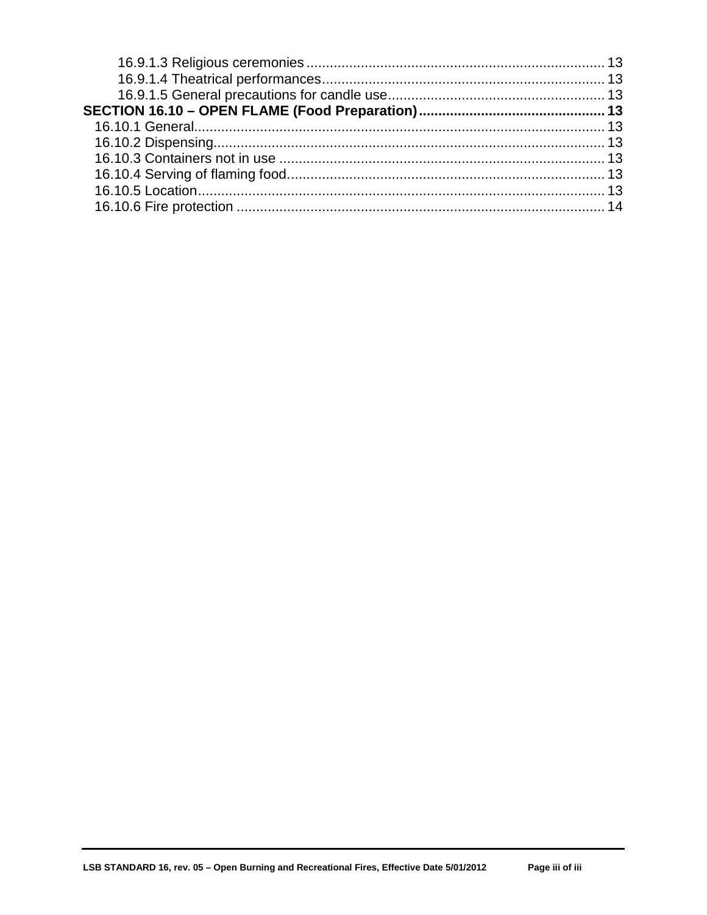16.9.1.3 Religious ceremonies ............................................................................ 13
16.9.1.4 Theatrical performances........................................................................ 13
16.9.1.5 General precautions for candle use....................................................... 13

**SECTION 16.10 – OPEN FLAME (Food Preparation) ............................................... 13**

16.10.1 General......................................................................................................... 13
16.10.2 Dispensing.................................................................................................... 13
16.10.3 Containers not in use ................................................................................... 13
16.10.4 Serving of flaming food................................................................................. 13
16.10.5 Location......................................................................................................... 13
16.10.6 Fire protection .............................................................................................. 14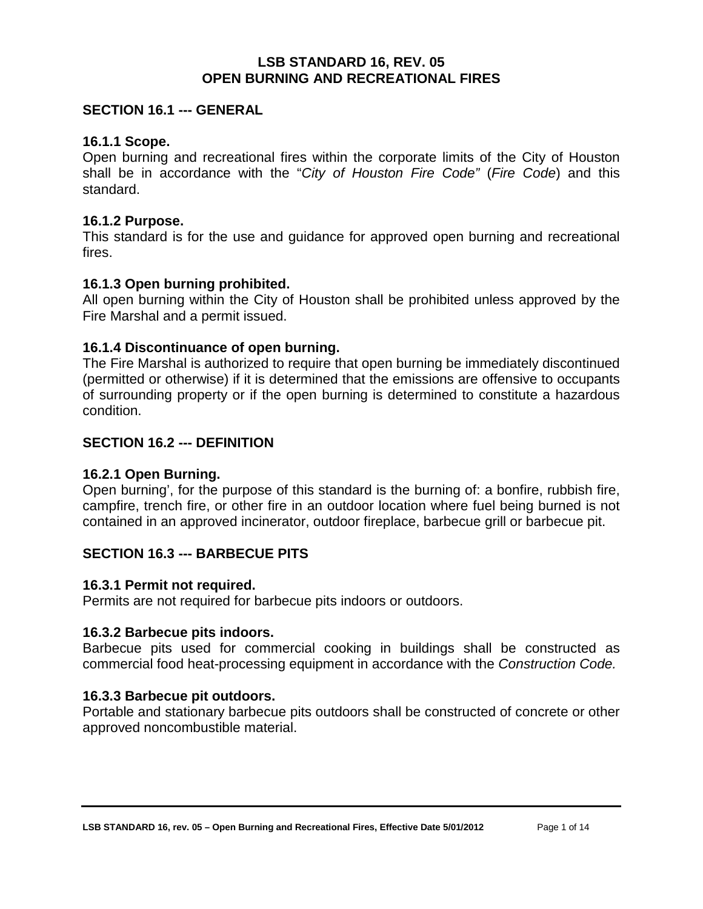# LSB STANDARD 16, REV. 05
# OPEN BURNING AND RECREATIONAL FIRES

## SECTION 16.1 --- GENERAL

### 16.1.1 Scope.

Open burning and recreational fires within the corporate limits of the City of Houston shall be in accordance with the "*City of Houston Fire Code"* (*Fire Code*) and this standard.

### 16.1.2 Purpose.

This standard is for the use and guidance for approved open burning and recreational fires.

### 16.1.3 Open burning prohibited.

All open burning within the City of Houston shall be prohibited unless approved by the Fire Marshal and a permit issued.

### 16.1.4 Discontinuance of open burning.

The Fire Marshal is authorized to require that open burning be immediately discontinued (permitted or otherwise) if it is determined that the emissions are offensive to occupants of surrounding property or if the open burning is determined to constitute a hazardous condition.

## SECTION 16.2 --- DEFINITION

### 16.2.1 Open Burning.

Open burning', for the purpose of this standard is the burning of: a bonfire, rubbish fire, campfire, trench fire, or other fire in an outdoor location where fuel being burned is not contained in an approved incinerator, outdoor fireplace, barbecue grill or barbecue pit.

## SECTION 16.3 --- BARBECUE PITS

### 16.3.1 Permit not required.

Permits are not required for barbecue pits indoors or outdoors.

### 16.3.2 Barbecue pits indoors.

Barbecue pits used for commercial cooking in buildings shall be constructed as commercial food heat-processing equipment in accordance with the *Construction Code.*

### 16.3.3 Barbecue pit outdoors.

Portable and stationary barbecue pits outdoors shall be constructed of concrete or other approved noncombustible material.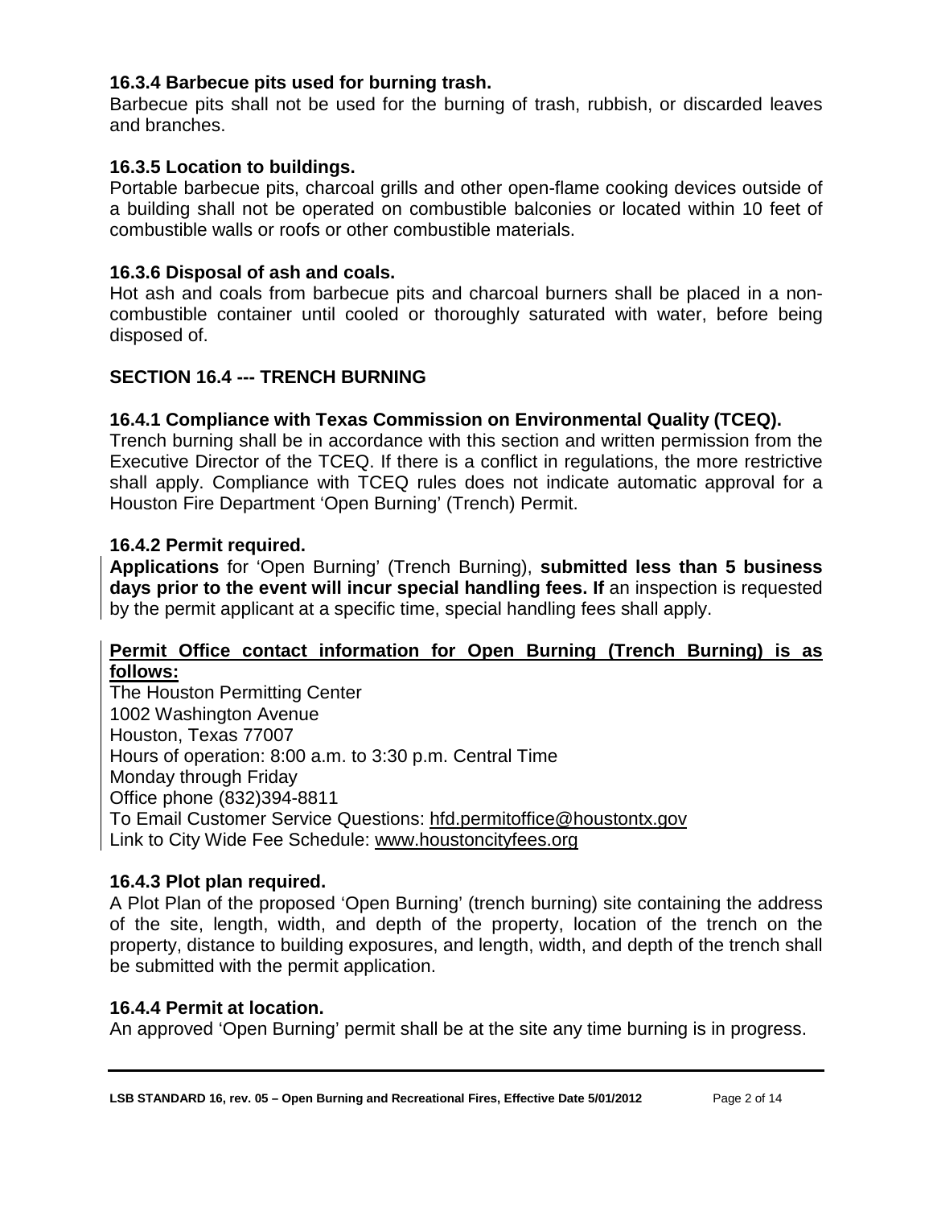### 16.3.4 Barbecue pits used for burning trash.

Barbecue pits shall not be used for the burning of trash, rubbish, or discarded leaves and branches.

### 16.3.5 Location to buildings.

Portable barbecue pits, charcoal grills and other open-flame cooking devices outside of a building shall not be operated on combustible balconies or located within 10 feet of combustible walls or roofs or other combustible materials.

### 16.3.6 Disposal of ash and coals.

Hot ash and coals from barbecue pits and charcoal burners shall be placed in a non-combustible container until cooled or thoroughly saturated with water, before being disposed of.

## SECTION 16.4 --- TRENCH BURNING

### 16.4.1 Compliance with Texas Commission on Environmental Quality (TCEQ).

Trench burning shall be in accordance with this section and written permission from the Executive Director of the TCEQ. If there is a conflict in regulations, the more restrictive shall apply. Compliance with TCEQ rules does not indicate automatic approval for a Houston Fire Department 'Open Burning' (Trench) Permit.

### 16.4.2 Permit required.

**Applications** for 'Open Burning' (Trench Burning), **submitted less than 5 business days prior to the event will incur special handling fees. If** an inspection is requested by the permit applicant at a specific time, special handling fees shall apply.

**Permit Office contact information for Open Burning (Trench Burning) is as follows:**

The Houston Permitting Center
1002 Washington Avenue
Houston, Texas 77007
Hours of operation: 8:00 a.m. to 3:30 p.m. Central Time
Monday through Friday
Office phone (832)394-8811
To Email Customer Service Questions: hfd.permitoffice@houstontx.gov
Link to City Wide Fee Schedule: www.houstoncityfees.org

### 16.4.3 Plot plan required.

A Plot Plan of the proposed 'Open Burning' (trench burning) site containing the address of the site, length, width, and depth of the property, location of the trench on the property, distance to building exposures, and length, width, and depth of the trench shall be submitted with the permit application.

### 16.4.4 Permit at location.

An approved 'Open Burning' permit shall be at the site any time burning is in progress.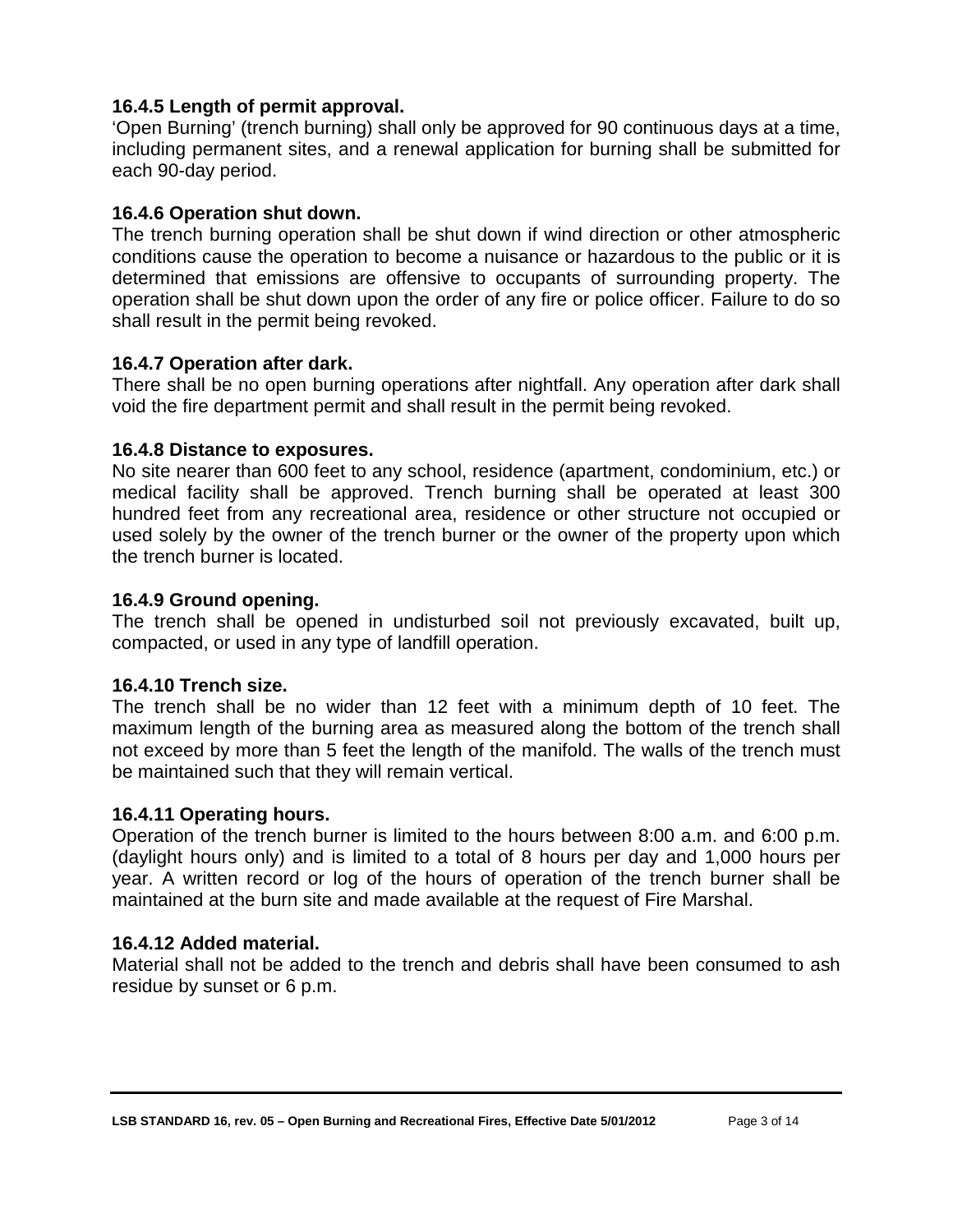### 16.4.5 Length of permit approval.

'Open Burning' (trench burning) shall only be approved for 90 continuous days at a time, including permanent sites, and a renewal application for burning shall be submitted for each 90-day period.

### 16.4.6 Operation shut down.

The trench burning operation shall be shut down if wind direction or other atmospheric conditions cause the operation to become a nuisance or hazardous to the public or it is determined that emissions are offensive to occupants of surrounding property. The operation shall be shut down upon the order of any fire or police officer. Failure to do so shall result in the permit being revoked.

### 16.4.7 Operation after dark.

There shall be no open burning operations after nightfall. Any operation after dark shall void the fire department permit and shall result in the permit being revoked.

### 16.4.8 Distance to exposures.

No site nearer than 600 feet to any school, residence (apartment, condominium, etc.) or medical facility shall be approved. Trench burning shall be operated at least 300 hundred feet from any recreational area, residence or other structure not occupied or used solely by the owner of the trench burner or the owner of the property upon which the trench burner is located.

### 16.4.9 Ground opening.

The trench shall be opened in undisturbed soil not previously excavated, built up, compacted, or used in any type of landfill operation.

### 16.4.10 Trench size.

The trench shall be no wider than 12 feet with a minimum depth of 10 feet. The maximum length of the burning area as measured along the bottom of the trench shall not exceed by more than 5 feet the length of the manifold. The walls of the trench must be maintained such that they will remain vertical.

### 16.4.11 Operating hours.

Operation of the trench burner is limited to the hours between 8:00 a.m. and 6:00 p.m. (daylight hours only) and is limited to a total of 8 hours per day and 1,000 hours per year. A written record or log of the hours of operation of the trench burner shall be maintained at the burn site and made available at the request of Fire Marshal.

### 16.4.12 Added material.

Material shall not be added to the trench and debris shall have been consumed to ash residue by sunset or 6 p.m.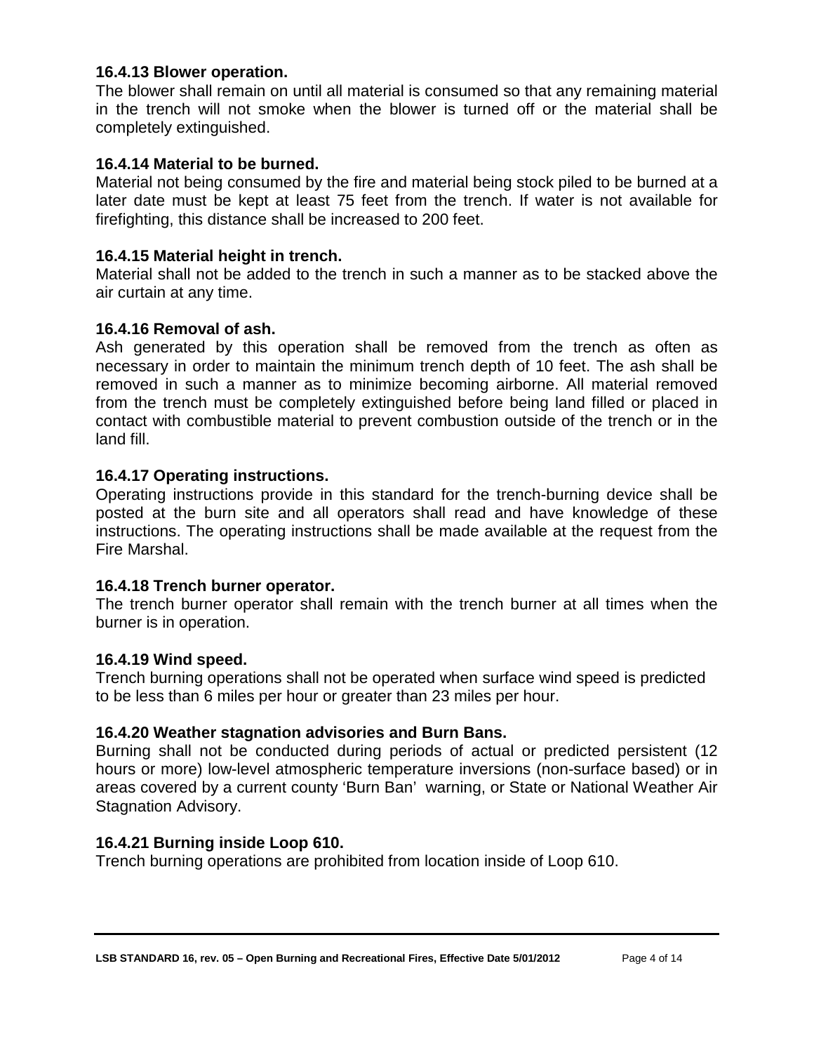#### 16.4.13 Blower operation.

The blower shall remain on until all material is consumed so that any remaining material in the trench will not smoke when the blower is turned off or the material shall be completely extinguished.

#### 16.4.14 Material to be burned.

Material not being consumed by the fire and material being stock piled to be burned at a later date must be kept at least 75 feet from the trench. If water is not available for firefighting, this distance shall be increased to 200 feet.

#### 16.4.15 Material height in trench.

Material shall not be added to the trench in such a manner as to be stacked above the air curtain at any time.

#### 16.4.16 Removal of ash.

Ash generated by this operation shall be removed from the trench as often as necessary in order to maintain the minimum trench depth of 10 feet. The ash shall be removed in such a manner as to minimize becoming airborne. All material removed from the trench must be completely extinguished before being land filled or placed in contact with combustible material to prevent combustion outside of the trench or in the land fill.

#### 16.4.17 Operating instructions.

Operating instructions provide in this standard for the trench-burning device shall be posted at the burn site and all operators shall read and have knowledge of these instructions. The operating instructions shall be made available at the request from the Fire Marshal.

#### 16.4.18 Trench burner operator.

The trench burner operator shall remain with the trench burner at all times when the burner is in operation.

#### 16.4.19 Wind speed.

Trench burning operations shall not be operated when surface wind speed is predicted to be less than 6 miles per hour or greater than 23 miles per hour.

#### 16.4.20 Weather stagnation advisories and Burn Bans.

Burning shall not be conducted during periods of actual or predicted persistent (12 hours or more) low-level atmospheric temperature inversions (non-surface based) or in areas covered by a current county 'Burn Ban' warning, or State or National Weather Air Stagnation Advisory.

#### 16.4.21 Burning inside Loop 610.

Trench burning operations are prohibited from location inside of Loop 610.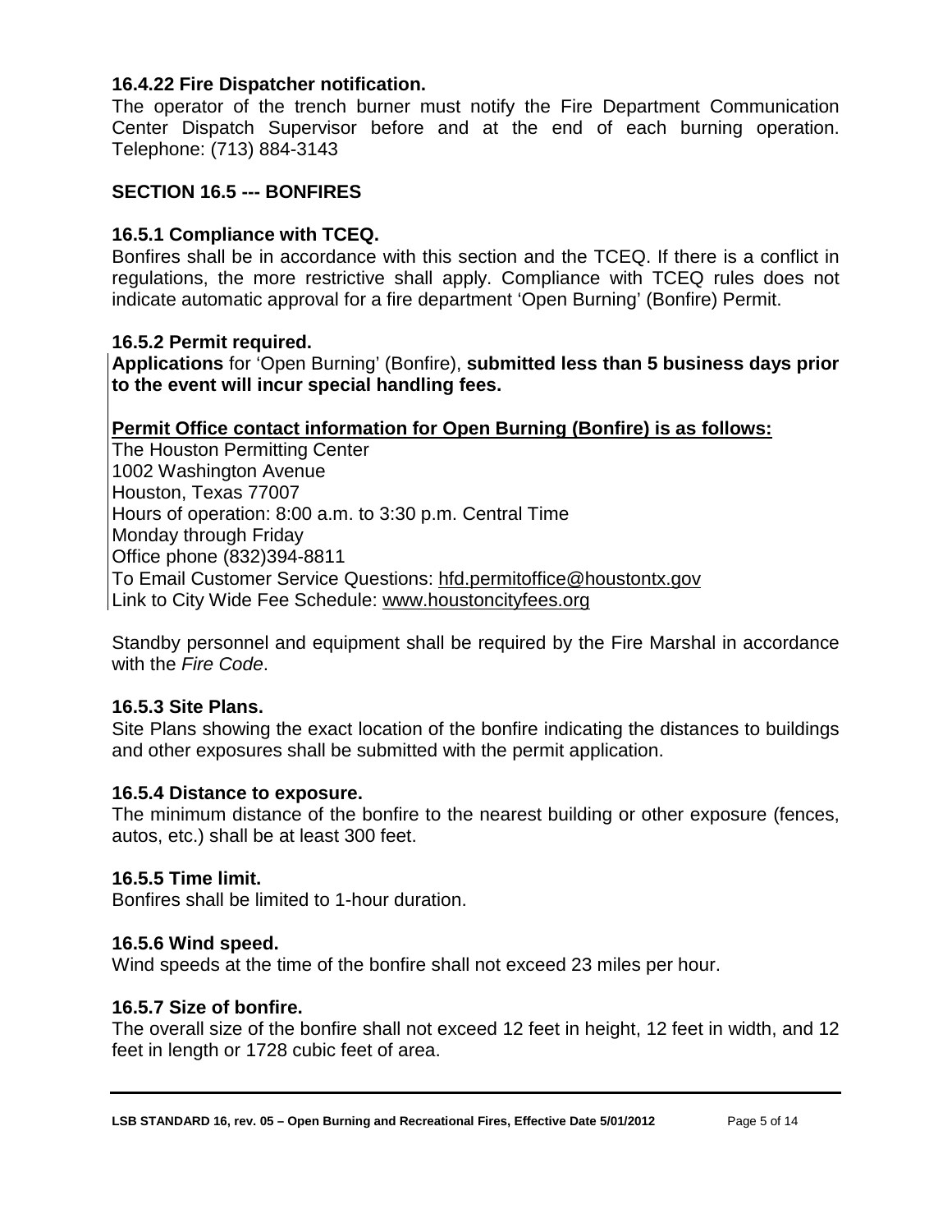### 16.4.22 Fire Dispatcher notification.

The operator of the trench burner must notify the Fire Department Communication Center Dispatch Supervisor before and at the end of each burning operation. Telephone: (713) 884-3143

## SECTION 16.5 --- BONFIRES

### 16.5.1 Compliance with TCEQ.

Bonfires shall be in accordance with this section and the TCEQ. If there is a conflict in regulations, the more restrictive shall apply. Compliance with TCEQ rules does not indicate automatic approval for a fire department 'Open Burning' (Bonfire) Permit.

### 16.5.2 Permit required.

**Applications** for 'Open Burning' (Bonfire), **submitted less than 5 business days prior to the event will incur special handling fees.**

**Permit Office contact information for Open Burning (Bonfire) is as follows:**

The Houston Permitting Center
1002 Washington Avenue
Houston, Texas 77007
Hours of operation: 8:00 a.m. to 3:30 p.m. Central Time
Monday through Friday
Office phone (832)394-8811
To Email Customer Service Questions: hfd.permitoffice@houstontx.gov
Link to City Wide Fee Schedule: www.houstoncityfees.org

Standby personnel and equipment shall be required by the Fire Marshal in accordance with the *Fire Code*.

### 16.5.3 Site Plans.

Site Plans showing the exact location of the bonfire indicating the distances to buildings and other exposures shall be submitted with the permit application.

### 16.5.4 Distance to exposure.

The minimum distance of the bonfire to the nearest building or other exposure (fences, autos, etc.) shall be at least 300 feet.

### 16.5.5 Time limit.

Bonfires shall be limited to 1-hour duration.

### 16.5.6 Wind speed.

Wind speeds at the time of the bonfire shall not exceed 23 miles per hour.

### 16.5.7 Size of bonfire.

The overall size of the bonfire shall not exceed 12 feet in height, 12 feet in width, and 12 feet in length or 1728 cubic feet of area.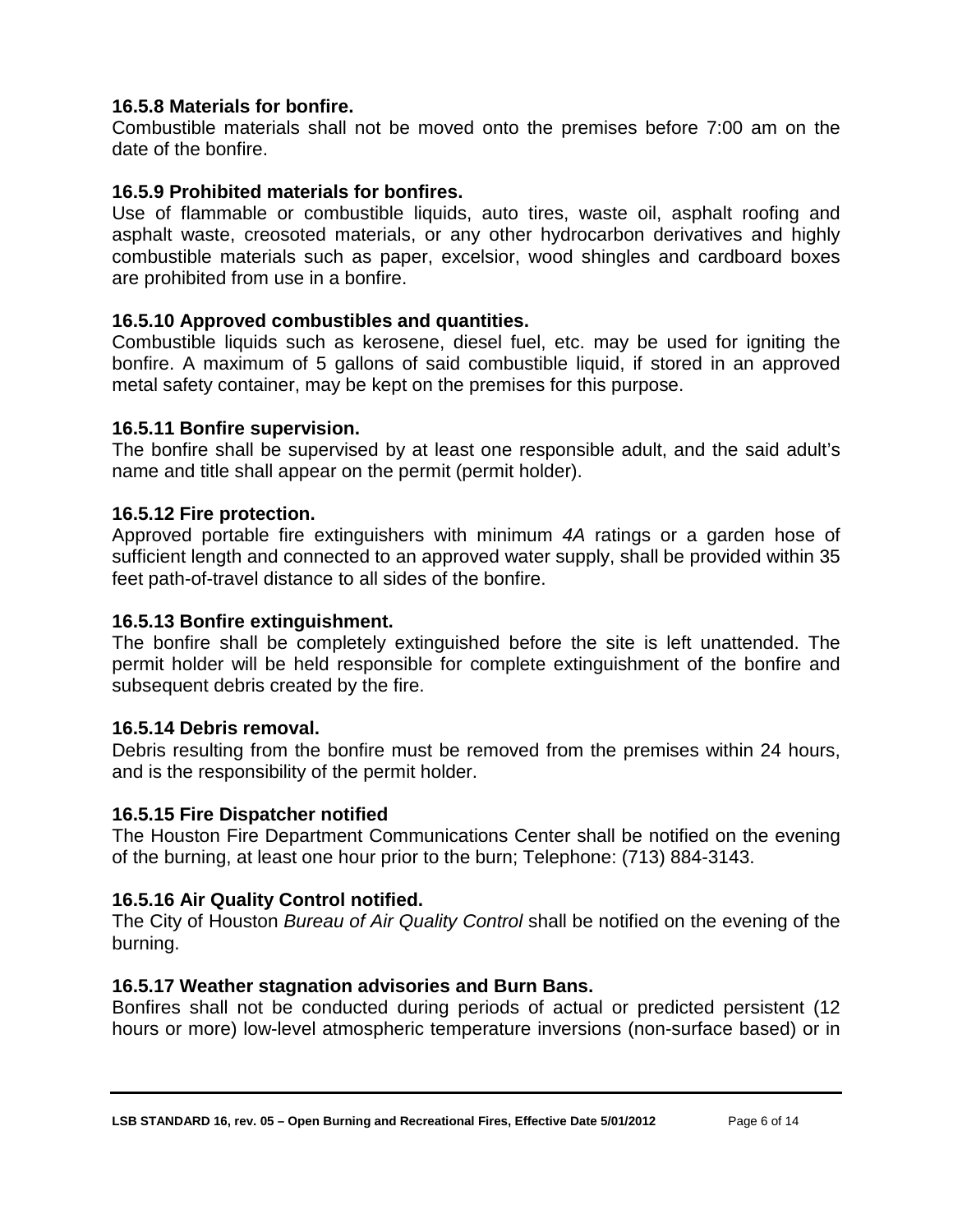**16.5.8 Materials for bonfire.**
Combustible materials shall not be moved onto the premises before 7:00 am on the date of the bonfire.

**16.5.9 Prohibited materials for bonfires.**
Use of flammable or combustible liquids, auto tires, waste oil, asphalt roofing and asphalt waste, creosoted materials, or any other hydrocarbon derivatives and highly combustible materials such as paper, excelsior, wood shingles and cardboard boxes are prohibited from use in a bonfire.

**16.5.10 Approved combustibles and quantities.**
Combustible liquids such as kerosene, diesel fuel, etc. may be used for igniting the bonfire. A maximum of 5 gallons of said combustible liquid, if stored in an approved metal safety container, may be kept on the premises for this purpose.

**16.5.11 Bonfire supervision.**
The bonfire shall be supervised by at least one responsible adult, and the said adult's name and title shall appear on the permit (permit holder).

**16.5.12 Fire protection.**
Approved portable fire extinguishers with minimum *4A* ratings or a garden hose of sufficient length and connected to an approved water supply, shall be provided within 35 feet path-of-travel distance to all sides of the bonfire.

**16.5.13 Bonfire extinguishment.**
The bonfire shall be completely extinguished before the site is left unattended. The permit holder will be held responsible for complete extinguishment of the bonfire and subsequent debris created by the fire.

**16.5.14 Debris removal.**
Debris resulting from the bonfire must be removed from the premises within 24 hours, and is the responsibility of the permit holder.

**16.5.15 Fire Dispatcher notified**
The Houston Fire Department Communications Center shall be notified on the evening of the burning, at least one hour prior to the burn; Telephone: (713) 884-3143.

**16.5.16 Air Quality Control notified.**
The City of Houston *Bureau of Air Quality Control* shall be notified on the evening of the burning.

**16.5.17 Weather stagnation advisories and Burn Bans.**
Bonfires shall not be conducted during periods of actual or predicted persistent (12 hours or more) low-level atmospheric temperature inversions (non-surface based) or in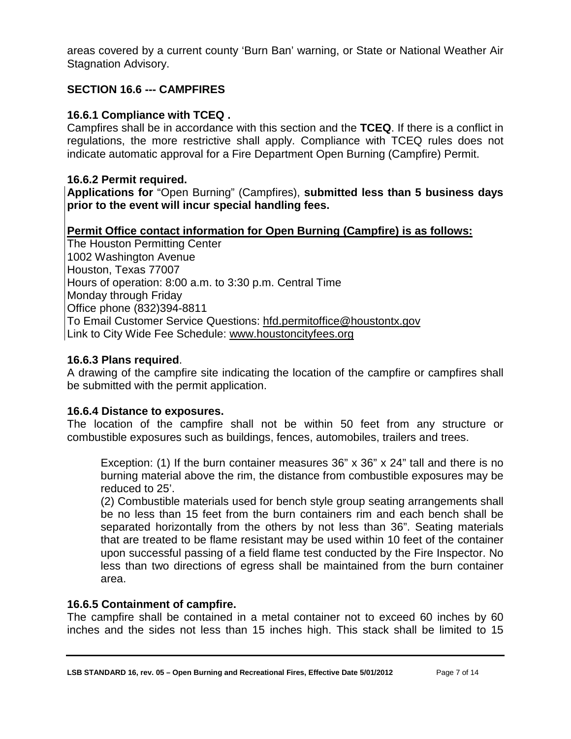areas covered by a current county 'Burn Ban' warning, or State or National Weather Air Stagnation Advisory.

## SECTION 16.6 --- CAMPFIRES

### 16.6.1 Compliance with TCEQ .

Campfires shall be in accordance with this section and the **TCEQ**. If there is a conflict in regulations, the more restrictive shall apply. Compliance with TCEQ rules does not indicate automatic approval for a Fire Department Open Burning (Campfire) Permit.

### 16.6.2 Permit required.

**Applications for** "Open Burning" (Campfires), **submitted less than 5 business days prior to the event will incur special handling fees.**

**Permit Office contact information for Open Burning (Campfire) is as follows:**

The Houston Permitting Center
1002 Washington Avenue
Houston, Texas 77007
Hours of operation: 8:00 a.m. to 3:30 p.m. Central Time
Monday through Friday
Office phone (832)394-8811
To Email Customer Service Questions: hfd.permitoffice@houstontx.gov
Link to City Wide Fee Schedule: www.houstoncityfees.org

### 16.6.3 Plans required.

A drawing of the campfire site indicating the location of the campfire or campfires shall be submitted with the permit application.

### 16.6.4 Distance to exposures.

The location of the campfire shall not be within 50 feet from any structure or combustible exposures such as buildings, fences, automobiles, trailers and trees.

> Exception: (1) If the burn container measures 36" x 36" x 24" tall and there is no burning material above the rim, the distance from combustible exposures may be reduced to 25'.
>
> (2) Combustible materials used for bench style group seating arrangements shall be no less than 15 feet from the burn containers rim and each bench shall be separated horizontally from the others by not less than 36". Seating materials that are treated to be flame resistant may be used within 10 feet of the container upon successful passing of a field flame test conducted by the Fire Inspector. No less than two directions of egress shall be maintained from the burn container area.

### 16.6.5 Containment of campfire.

The campfire shall be contained in a metal container not to exceed 60 inches by 60 inches and the sides not less than 15 inches high. This stack shall be limited to 15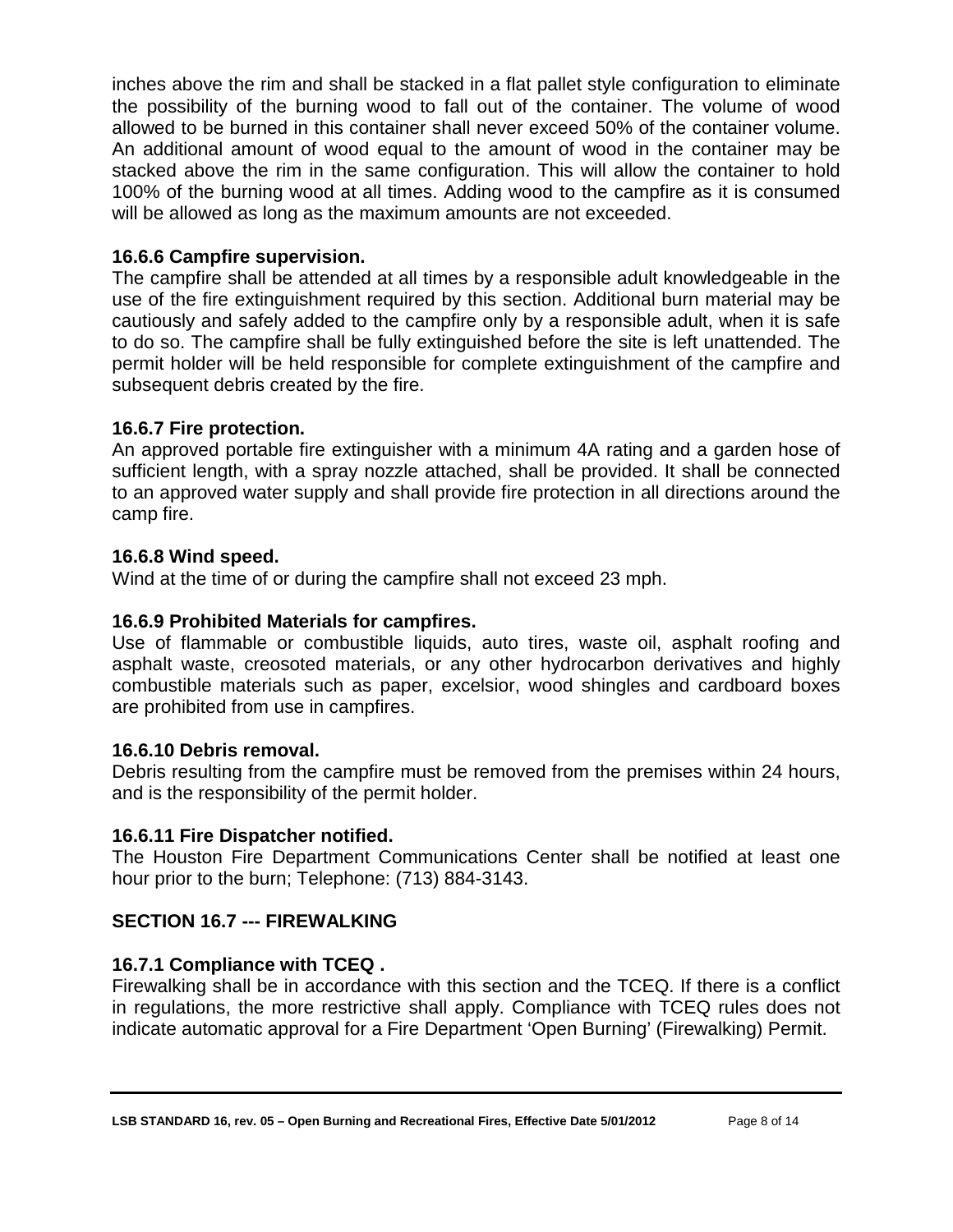inches above the rim and shall be stacked in a flat pallet style configuration to eliminate the possibility of the burning wood to fall out of the container. The volume of wood allowed to be burned in this container shall never exceed 50% of the container volume. An additional amount of wood equal to the amount of wood in the container may be stacked above the rim in the same configuration. This will allow the container to hold 100% of the burning wood at all times. Adding wood to the campfire as it is consumed will be allowed as long as the maximum amounts are not exceeded.

**16.6.6 Campfire supervision.**

The campfire shall be attended at all times by a responsible adult knowledgeable in the use of the fire extinguishment required by this section. Additional burn material may be cautiously and safely added to the campfire only by a responsible adult, when it is safe to do so. The campfire shall be fully extinguished before the site is left unattended. The permit holder will be held responsible for complete extinguishment of the campfire and subsequent debris created by the fire.

**16.6.7 Fire protection.**

An approved portable fire extinguisher with a minimum 4A rating and a garden hose of sufficient length, with a spray nozzle attached, shall be provided. It shall be connected to an approved water supply and shall provide fire protection in all directions around the camp fire.

**16.6.8 Wind speed.**

Wind at the time of or during the campfire shall not exceed 23 mph.

**16.6.9 Prohibited Materials for campfires.**

Use of flammable or combustible liquids, auto tires, waste oil, asphalt roofing and asphalt waste, creosoted materials, or any other hydrocarbon derivatives and highly combustible materials such as paper, excelsior, wood shingles and cardboard boxes are prohibited from use in campfires.

**16.6.10 Debris removal.**

Debris resulting from the campfire must be removed from the premises within 24 hours, and is the responsibility of the permit holder.

**16.6.11 Fire Dispatcher notified.**

The Houston Fire Department Communications Center shall be notified at least one hour prior to the burn; Telephone: (713) 884-3143.

## SECTION 16.7 --- FIREWALKING

**16.7.1 Compliance with TCEQ .**

Firewalking shall be in accordance with this section and the TCEQ. If there is a conflict in regulations, the more restrictive shall apply. Compliance with TCEQ rules does not indicate automatic approval for a Fire Department 'Open Burning' (Firewalking) Permit.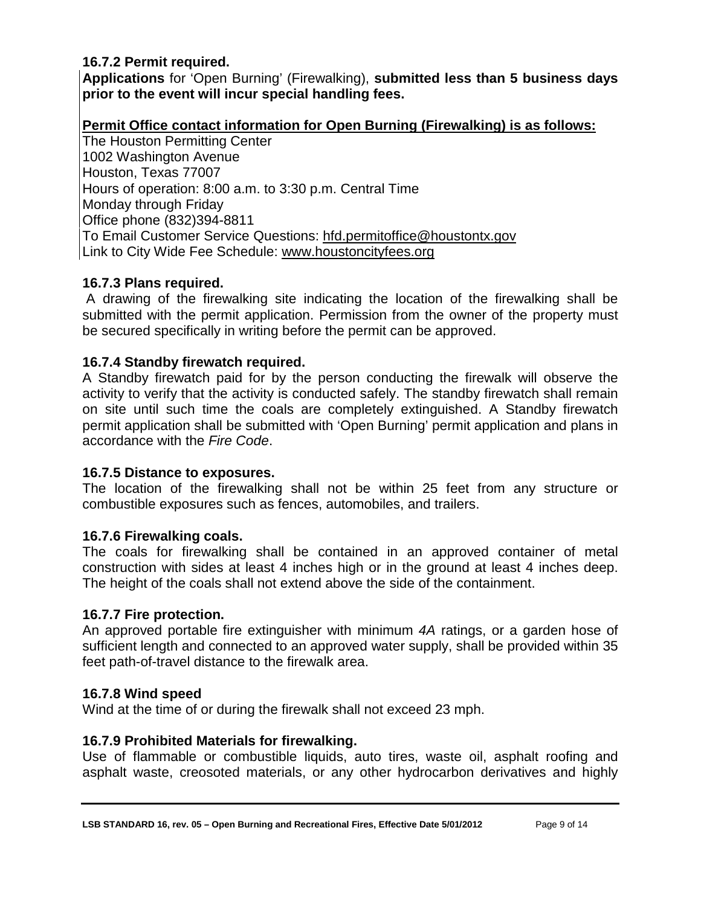### 16.7.2 Permit required.

**Applications** for 'Open Burning' (Firewalking), **submitted less than 5 business days prior to the event will incur special handling fees.**

**Permit Office contact information for Open Burning (Firewalking) is as follows:**

The Houston Permitting Center
1002 Washington Avenue
Houston, Texas 77007
Hours of operation: 8:00 a.m. to 3:30 p.m. Central Time
Monday through Friday
Office phone (832)394-8811
To Email Customer Service Questions: hfd.permitoffice@houstontx.gov
Link to City Wide Fee Schedule: www.houstoncityfees.org

### 16.7.3 Plans required.

A drawing of the firewalking site indicating the location of the firewalking shall be submitted with the permit application. Permission from the owner of the property must be secured specifically in writing before the permit can be approved.

### 16.7.4 Standby firewatch required.

A Standby firewatch paid for by the person conducting the firewalk will observe the activity to verify that the activity is conducted safely. The standby firewatch shall remain on site until such time the coals are completely extinguished. A Standby firewatch permit application shall be submitted with 'Open Burning' permit application and plans in accordance with the *Fire Code*.

### 16.7.5 Distance to exposures.

The location of the firewalking shall not be within 25 feet from any structure or combustible exposures such as fences, automobiles, and trailers.

### 16.7.6 Firewalking coals.

The coals for firewalking shall be contained in an approved container of metal construction with sides at least 4 inches high or in the ground at least 4 inches deep. The height of the coals shall not extend above the side of the containment.

### 16.7.7 Fire protection.

An approved portable fire extinguisher with minimum *4A* ratings, or a garden hose of sufficient length and connected to an approved water supply, shall be provided within 35 feet path-of-travel distance to the firewalk area.

### 16.7.8 Wind speed

Wind at the time of or during the firewalk shall not exceed 23 mph.

### 16.7.9 Prohibited Materials for firewalking.

Use of flammable or combustible liquids, auto tires, waste oil, asphalt roofing and asphalt waste, creosoted materials, or any other hydrocarbon derivatives and highly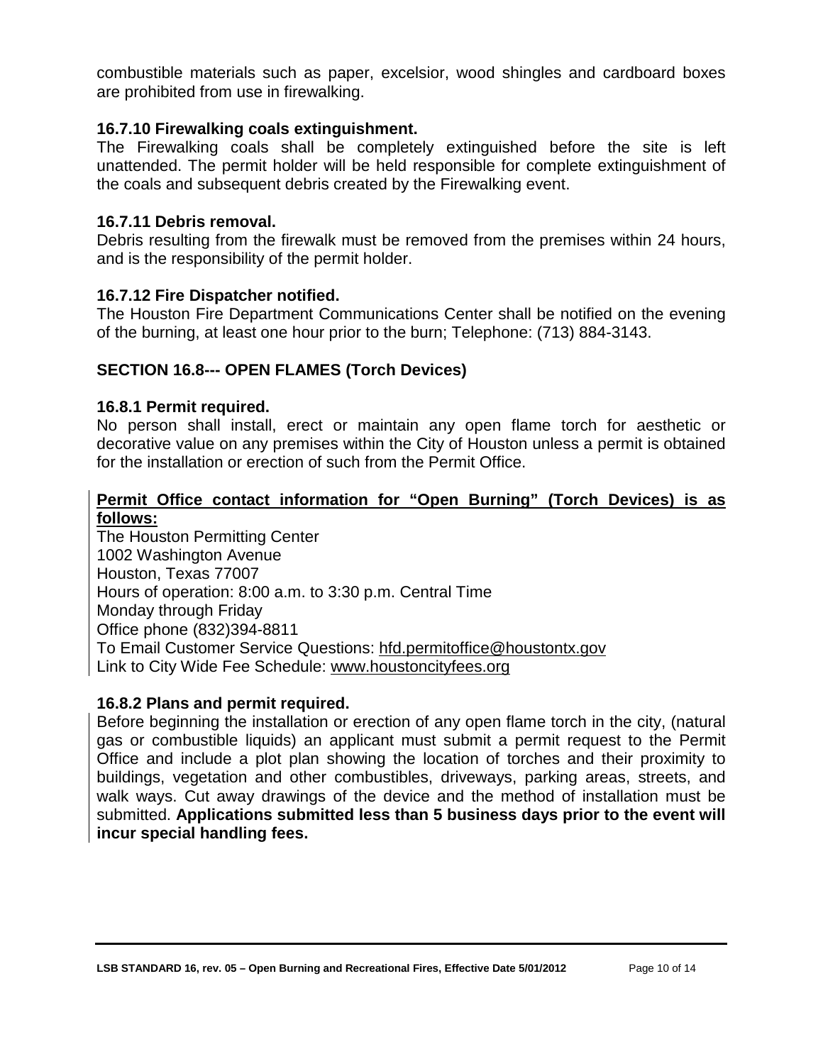combustible materials such as paper, excelsior, wood shingles and cardboard boxes are prohibited from use in firewalking.

### 16.7.10 Firewalking coals extinguishment.

The Firewalking coals shall be completely extinguished before the site is left unattended. The permit holder will be held responsible for complete extinguishment of the coals and subsequent debris created by the Firewalking event.

### 16.7.11 Debris removal.

Debris resulting from the firewalk must be removed from the premises within 24 hours, and is the responsibility of the permit holder.

### 16.7.12 Fire Dispatcher notified.

The Houston Fire Department Communications Center shall be notified on the evening of the burning, at least one hour prior to the burn; Telephone: (713) 884-3143.

## SECTION 16.8--- OPEN FLAMES (Torch Devices)

### 16.8.1 Permit required.

No person shall install, erect or maintain any open flame torch for aesthetic or decorative value on any premises within the City of Houston unless a permit is obtained for the installation or erection of such from the Permit Office.

**Permit Office contact information for "Open Burning" (Torch Devices) is as follows:**

The Houston Permitting Center
1002 Washington Avenue
Houston, Texas 77007
Hours of operation: 8:00 a.m. to 3:30 p.m. Central Time
Monday through Friday
Office phone (832)394-8811
To Email Customer Service Questions: hfd.permitoffice@houstontx.gov
Link to City Wide Fee Schedule: www.houstoncityfees.org

### 16.8.2 Plans and permit required.

Before beginning the installation or erection of any open flame torch in the city, (natural gas or combustible liquids) an applicant must submit a permit request to the Permit Office and include a plot plan showing the location of torches and their proximity to buildings, vegetation and other combustibles, driveways, parking areas, streets, and walk ways. Cut away drawings of the device and the method of installation must be submitted. **Applications submitted less than 5 business days prior to the event will incur special handling fees.**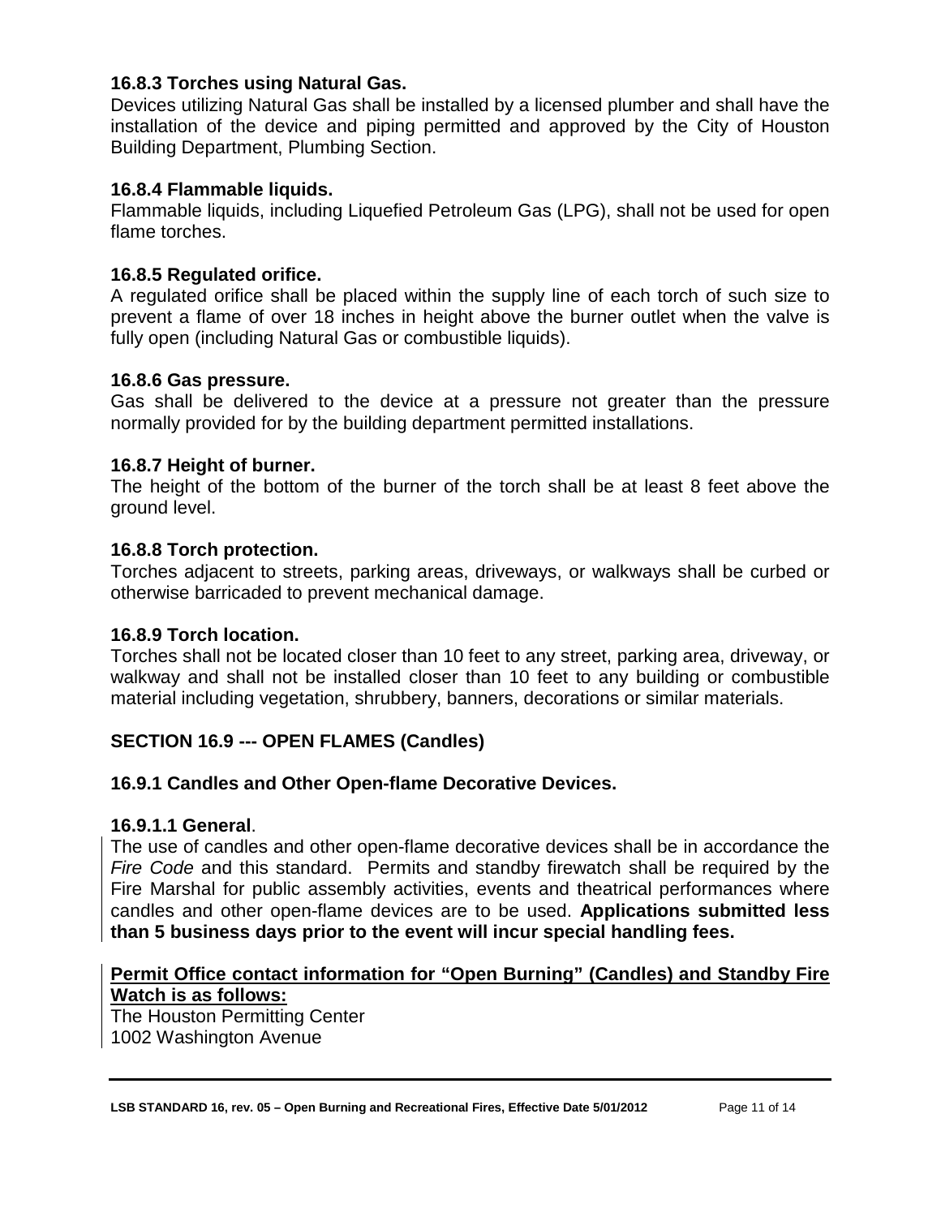### 16.8.3 Torches using Natural Gas.

Devices utilizing Natural Gas shall be installed by a licensed plumber and shall have the installation of the device and piping permitted and approved by the City of Houston Building Department, Plumbing Section.

### 16.8.4 Flammable liquids.

Flammable liquids, including Liquefied Petroleum Gas (LPG), shall not be used for open flame torches.

### 16.8.5 Regulated orifice.

A regulated orifice shall be placed within the supply line of each torch of such size to prevent a flame of over 18 inches in height above the burner outlet when the valve is fully open (including Natural Gas or combustible liquids).

### 16.8.6 Gas pressure.

Gas shall be delivered to the device at a pressure not greater than the pressure normally provided for by the building department permitted installations.

### 16.8.7 Height of burner.

The height of the bottom of the burner of the torch shall be at least 8 feet above the ground level.

### 16.8.8 Torch protection.

Torches adjacent to streets, parking areas, driveways, or walkways shall be curbed or otherwise barricaded to prevent mechanical damage.

### 16.8.9 Torch location.

Torches shall not be located closer than 10 feet to any street, parking area, driveway, or walkway and shall not be installed closer than 10 feet to any building or combustible material including vegetation, shrubbery, banners, decorations or similar materials.

## SECTION 16.9 --- OPEN FLAMES (Candles)

### 16.9.1 Candles and Other Open-flame Decorative Devices.

#### 16.9.1.1 General.

The use of candles and other open-flame decorative devices shall be in accordance the *Fire Code* and this standard. Permits and standby firewatch shall be required by the Fire Marshal for public assembly activities, events and theatrical performances where candles and other open-flame devices are to be used. **Applications submitted less than 5 business days prior to the event will incur special handling fees.**

**Permit Office contact information for "Open Burning" (Candles) and Standby Fire Watch is as follows:**

The Houston Permitting Center
1002 Washington Avenue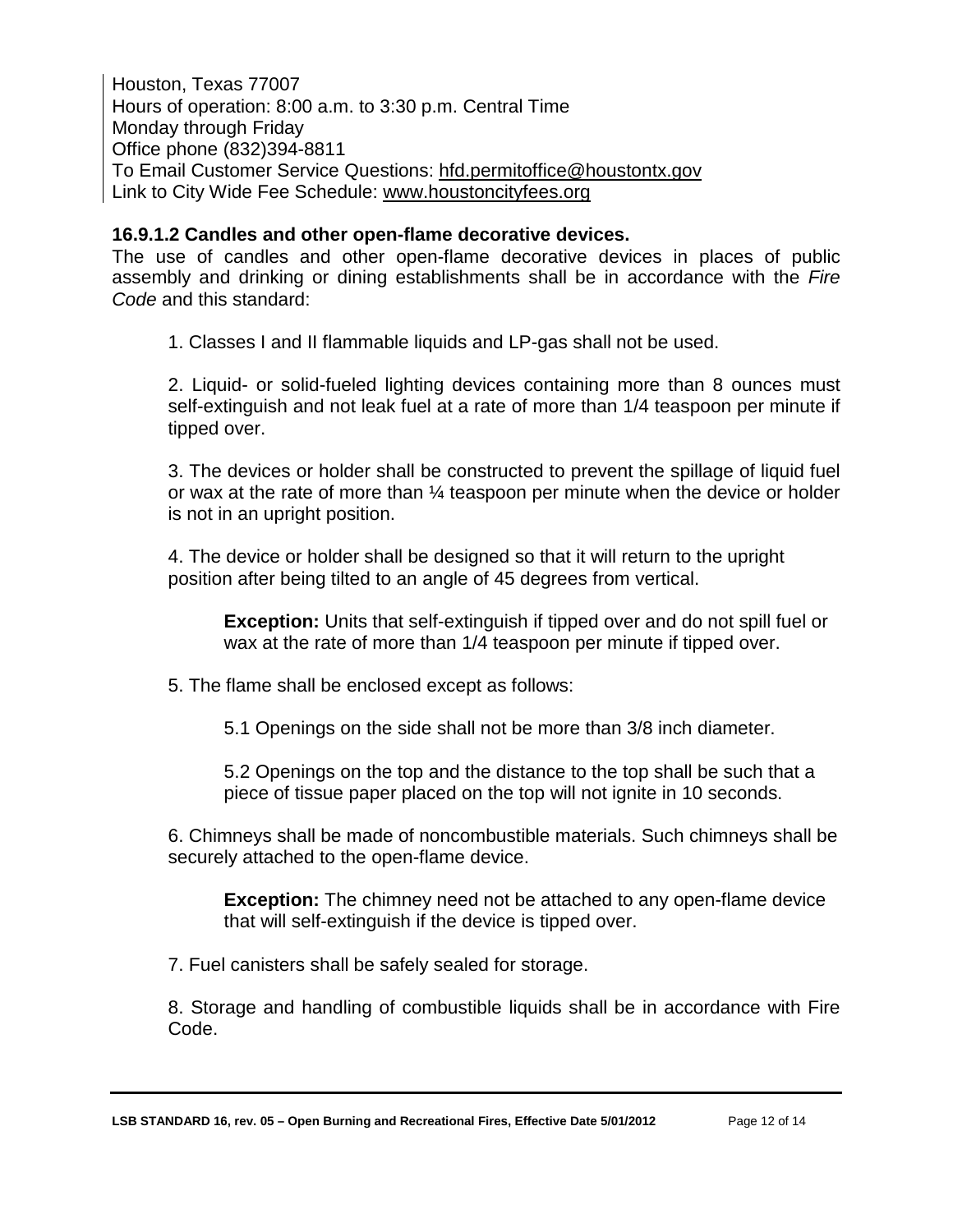Houston, Texas 77007
Hours of operation: 8:00 a.m. to 3:30 p.m. Central Time
Monday through Friday
Office phone (832)394-8811
To Email Customer Service Questions: hfd.permitoffice@houstontx.gov
Link to City Wide Fee Schedule: www.houstoncityfees.org

**16.9.1.2 Candles and other open-flame decorative devices.**

The use of candles and other open-flame decorative devices in places of public assembly and drinking or dining establishments shall be in accordance with the *Fire Code* and this standard:

1. Classes I and II flammable liquids and LP-gas shall not be used.

2. Liquid- or solid-fueled lighting devices containing more than 8 ounces must self-extinguish and not leak fuel at a rate of more than 1/4 teaspoon per minute if tipped over.

3. The devices or holder shall be constructed to prevent the spillage of liquid fuel or wax at the rate of more than ¼ teaspoon per minute when the device or holder is not in an upright position.

4. The device or holder shall be designed so that it will return to the upright position after being tilted to an angle of 45 degrees from vertical.

   **Exception:** Units that self-extinguish if tipped over and do not spill fuel or wax at the rate of more than 1/4 teaspoon per minute if tipped over.

5. The flame shall be enclosed except as follows:

   5.1 Openings on the side shall not be more than 3/8 inch diameter.

   5.2 Openings on the top and the distance to the top shall be such that a piece of tissue paper placed on the top will not ignite in 10 seconds.

6. Chimneys shall be made of noncombustible materials. Such chimneys shall be securely attached to the open-flame device.

   **Exception:** The chimney need not be attached to any open-flame device that will self-extinguish if the device is tipped over.

7. Fuel canisters shall be safely sealed for storage.

8. Storage and handling of combustible liquids shall be in accordance with Fire Code.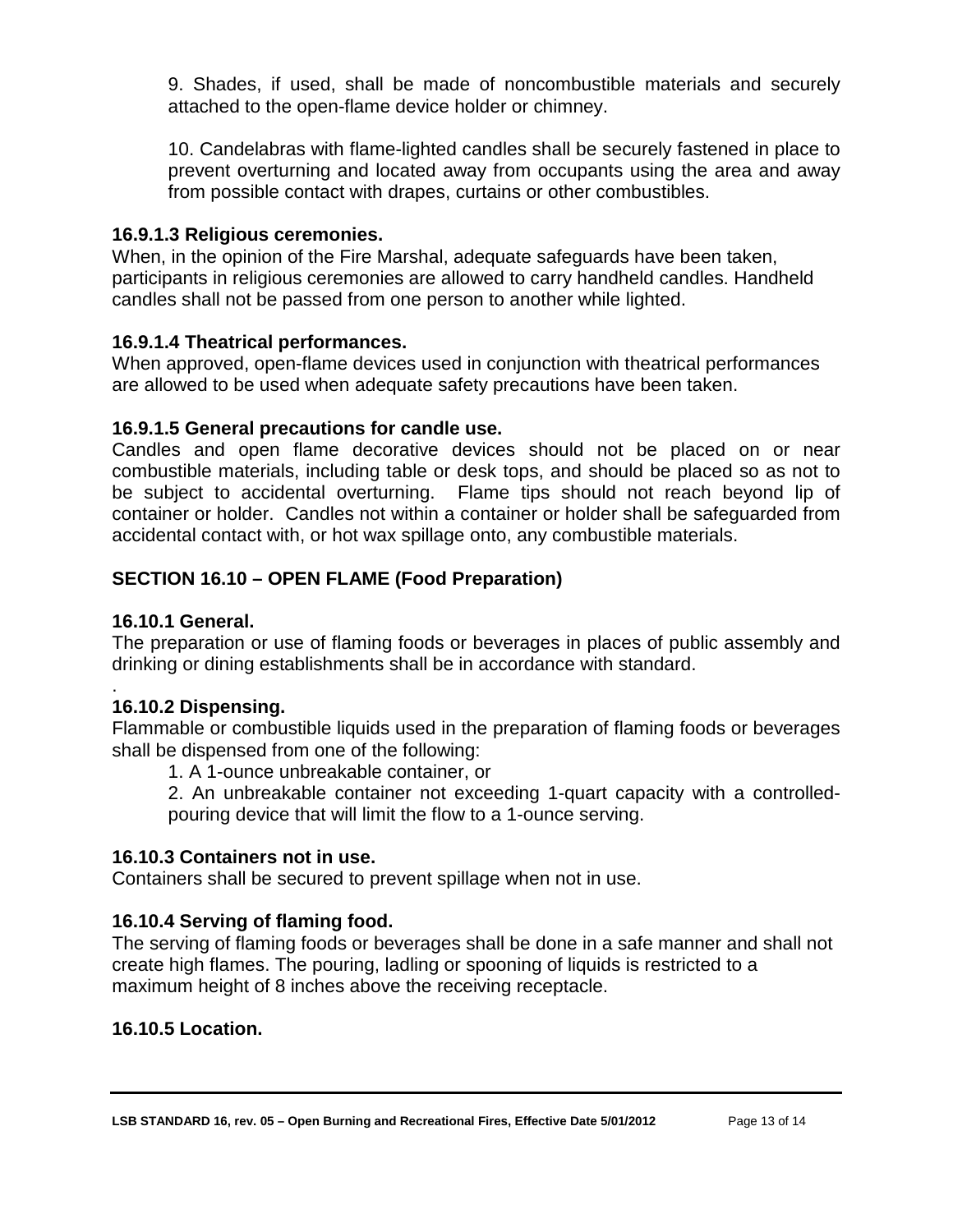9. Shades, if used, shall be made of noncombustible materials and securely attached to the open-flame device holder or chimney.

10. Candelabras with flame-lighted candles shall be securely fastened in place to prevent overturning and located away from occupants using the area and away from possible contact with drapes, curtains or other combustibles.

**16.9.1.3 Religious ceremonies.**
When, in the opinion of the Fire Marshal, adequate safeguards have been taken, participants in religious ceremonies are allowed to carry handheld candles. Handheld candles shall not be passed from one person to another while lighted.

**16.9.1.4 Theatrical performances.**
When approved, open-flame devices used in conjunction with theatrical performances are allowed to be used when adequate safety precautions have been taken.

**16.9.1.5 General precautions for candle use.**
Candles and open flame decorative devices should not be placed on or near combustible materials, including table or desk tops, and should be placed so as not to be subject to accidental overturning. Flame tips should not reach beyond lip of container or holder. Candles not within a container or holder shall be safeguarded from accidental contact with, or hot wax spillage onto, any combustible materials.

**SECTION 16.10 – OPEN FLAME (Food Preparation)**

**16.10.1 General.**
The preparation or use of flaming foods or beverages in places of public assembly and drinking or dining establishments shall be in accordance with standard.
.
**16.10.2 Dispensing.**
Flammable or combustible liquids used in the preparation of flaming foods or beverages shall be dispensed from one of the following:

1. A 1-ounce unbreakable container, or
2. An unbreakable container not exceeding 1-quart capacity with a controlled-pouring device that will limit the flow to a 1-ounce serving.

**16.10.3 Containers not in use.**
Containers shall be secured to prevent spillage when not in use.

**16.10.4 Serving of flaming food.**
The serving of flaming foods or beverages shall be done in a safe manner and shall not create high flames. The pouring, ladling or spooning of liquids is restricted to a maximum height of 8 inches above the receiving receptacle.

**16.10.5 Location.**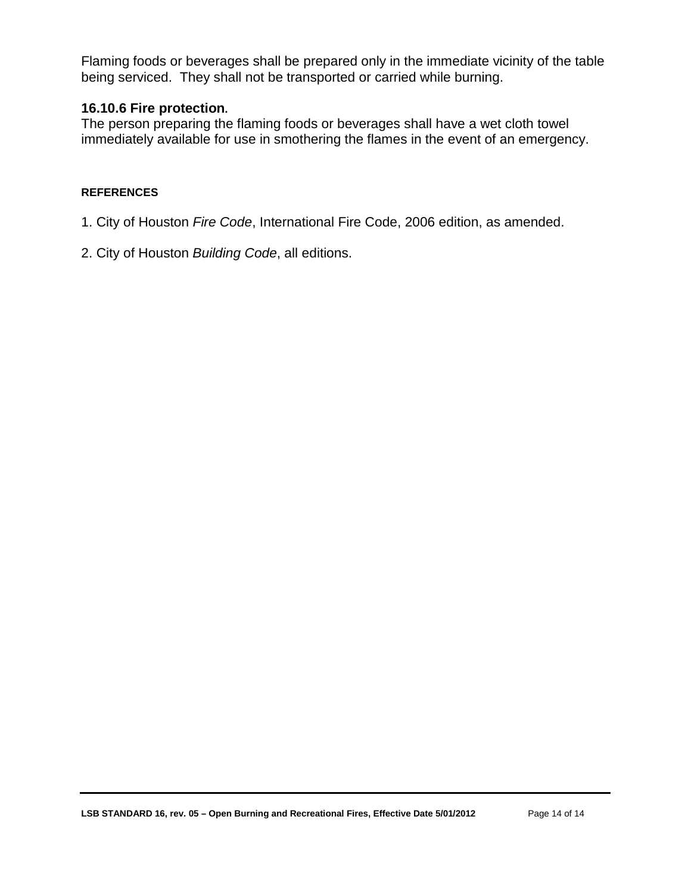Flaming foods or beverages shall be prepared only in the immediate vicinity of the table being serviced. They shall not be transported or carried while burning.

### 16.10.6 Fire protection.

The person preparing the flaming foods or beverages shall have a wet cloth towel immediately available for use in smothering the flames in the event of an emergency.

#### REFERENCES

1. City of Houston *Fire Code*, International Fire Code, 2006 edition, as amended.

2. City of Houston *Building Code*, all editions.